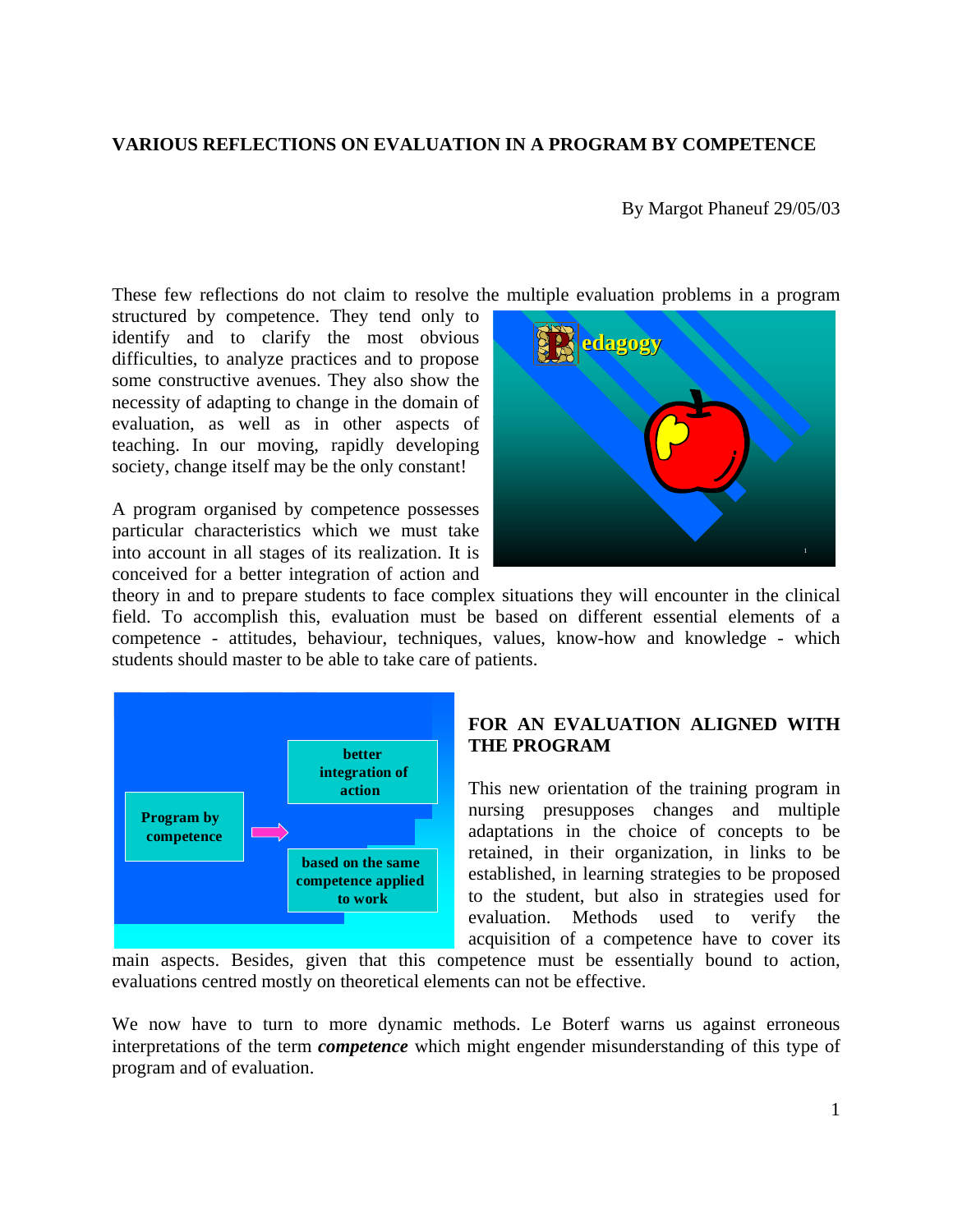## VARIOUS REFLECTIONS ON EVALUATION IN A PROGRAM BY COMPETENCE

By Margot Phaneuf 29/05/03

These few reflections do not claim to resolve the multiple evaluation problems in a program structured by competence. They tend only to identify and to clarify the most obvious difficulties, to analyze practices and to propose some constructive avenues. They also show the necessity of adapting to change in the domain of evaluation, as well as in other aspects of teaching. In our moving, rapidly developing society, change itself may be the only constant!

A program organised by competence possesses particular characteristics which we must take into account in all stages of its realization. It is conceived for a better integration of action and theory in and to prepare students to face complex situations they will encounter in the clinical field. To accomplish this, evaluation must be based on different essential elements of a competence - attitudes, behaviour, techniques, values, know-how and knowledge - which students should master to be able to take care of patients.

### FOR AN EVALUATION ALIGNED WITH THE PROGRAM

This new orientation of the training program in nursing presupposes changes and multiple adaptations in the choice of concepts to be retained, in their organization, in links to be established, in learning strategies to be proposed to the student, but also in strategies used for evaluation. Methods used to verify the acquisition of a competence have to cover its main aspects. Besides, given that this competence must be essentially bound to action, evaluations centred mostly on theoretical elements can not be effective.

We now have to turn to more dynamic methods. Le Boterf warns us against erroneous interpretations of the term ***competence*** which might engender misunderstanding of this type of program and of evaluation.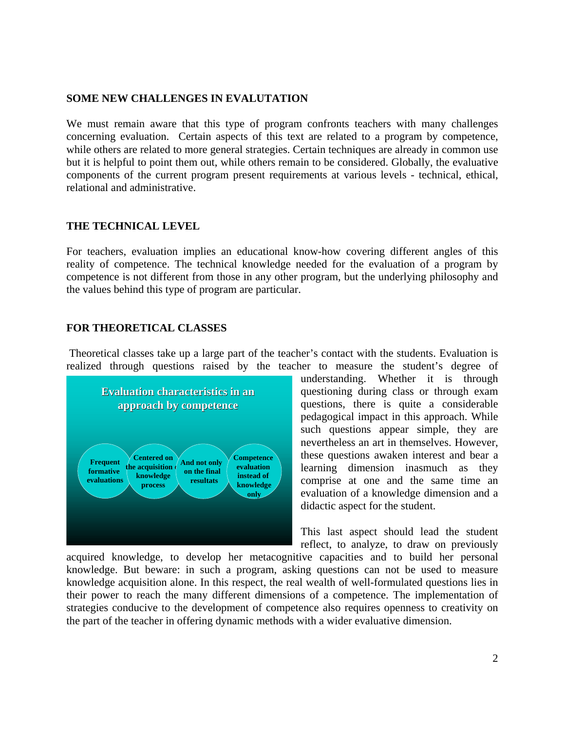## SOME NEW CHALLENGES IN EVALUTATION

We must remain aware that this type of program confronts teachers with many challenges concerning evaluation. Certain aspects of this text are related to a program by competence, while others are related to more general strategies. Certain techniques are already in common use but it is helpful to point them out, while others remain to be considered. Globally, the evaluative components of the current program present requirements at various levels - technical, ethical, relational and administrative.

## THE TECHNICAL LEVEL

For teachers, evaluation implies an educational know-how covering different angles of this reality of competence. The technical knowledge needed for the evaluation of a program by competence is not different from those in any other program, but the underlying philosophy and the values behind this type of program are particular.

## FOR THEORETICAL CLASSES

Theoretical classes take up a large part of the teacher's contact with the students. Evaluation is realized through questions raised by the teacher to measure the student's degree of understanding. Whether it is through questioning during class or through exam questions, there is quite a considerable pedagogical impact in this approach. While such questions appear simple, they are nevertheless an art in themselves. However, these questions awaken interest and bear a learning dimension inasmuch as they comprise at one and the same time an evaluation of a knowledge dimension and a didactic aspect for the student.

**Evaluation characteristics in an approach by competence**

- Frequent formative evaluations
- Centered on the acquisition of knowledge process
- And not only on the final resultats
- Competence evaluation instead of knowledge only

This last aspect should lead the student reflect, to analyze, to draw on previously acquired knowledge, to develop her metacognitive capacities and to build her personal knowledge. But beware: in such a program, asking questions can not be used to measure knowledge acquisition alone. In this respect, the real wealth of well-formulated questions lies in their power to reach the many different dimensions of a competence. The implementation of strategies conducive to the development of competence also requires openness to creativity on the part of the teacher in offering dynamic methods with a wider evaluative dimension.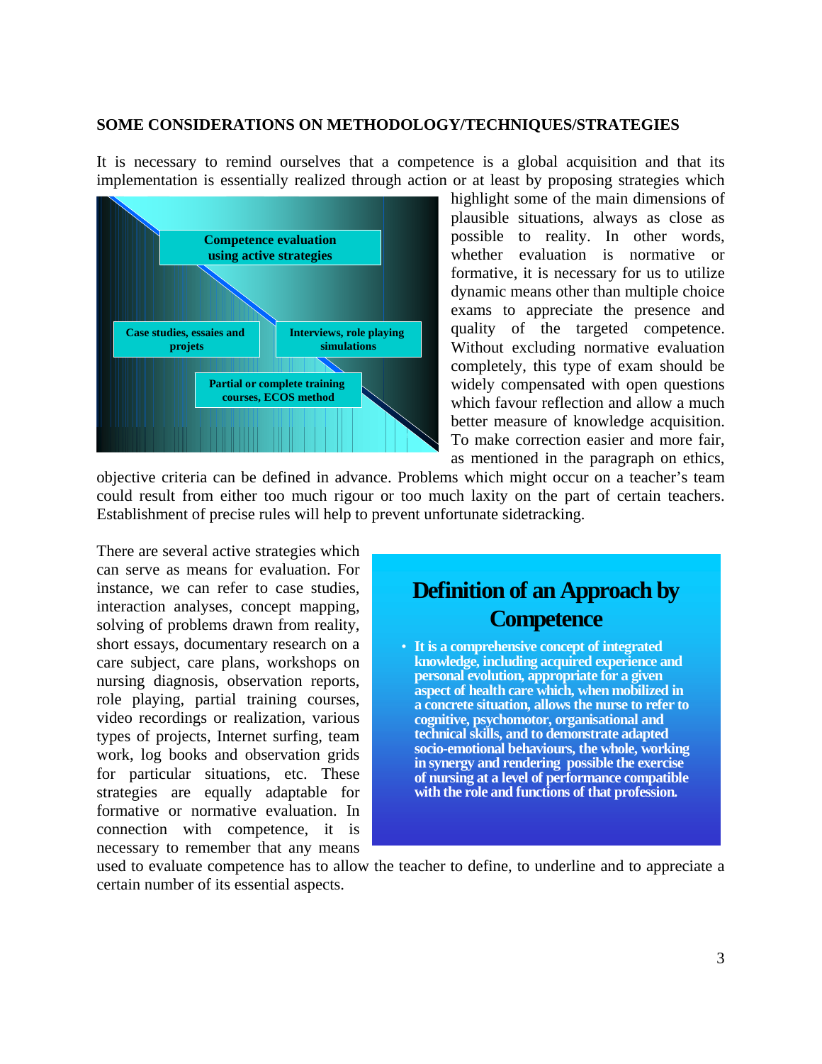## SOME CONSIDERATIONS ON METHODOLOGY/TECHNIQUES/STRATEGIES

It is necessary to remind ourselves that a competence is a global acquisition and that its implementation is essentially realized through action or at least by proposing strategies which highlight some of the main dimensions of plausible situations, always as close as possible to reality. In other words, whether evaluation is normative or formative, it is necessary for us to utilize dynamic means other than multiple choice exams to appreciate the presence and quality of the targeted competence. Without excluding normative evaluation completely, this type of exam should be widely compensated with open questions which favour reflection and allow a much better measure of knowledge acquisition. To make correction easier and more fair, as mentioned in the paragraph on ethics, objective criteria can be defined in advance. Problems which might occur on a teacher's team could result from either too much rigour or too much laxity on the part of certain teachers. Establishment of precise rules will help to prevent unfortunate sidetracking.

**Competence evaluation using active strategies**

- **Case studies, essaies and projets**
- **Interviews, role playing simulations**
- **Partial or complete training courses, ECOS method**

There are several active strategies which can serve as means for evaluation. For instance, we can refer to case studies, interaction analyses, concept mapping, solving of problems drawn from reality, short essays, documentary research on a care subject, care plans, workshops on nursing diagnosis, observation reports, role playing, partial training courses, video recordings or realization, various types of projects, Internet surfing, team work, log books and observation grids for particular situations, etc. These strategies are equally adaptable for formative or normative evaluation. In connection with competence, it is necessary to remember that any means used to evaluate competence has to allow the teacher to define, to underline and to appreciate a certain number of its essential aspects.

**Definition of an Approach by Competence**

- **It is a comprehensive concept of integrated knowledge, including acquired experience and personal evolution, appropriate for a given aspect of health care which, when mobilized in a concrete situation, allows the nurse to refer to cognitive, psychomotor, organisational and technical skills, and to demonstrate adapted socio-emotional behaviours, the whole, working in synergy and rendering possible the exercise of nursing at a level of performance compatible with the role and functions of that profession.**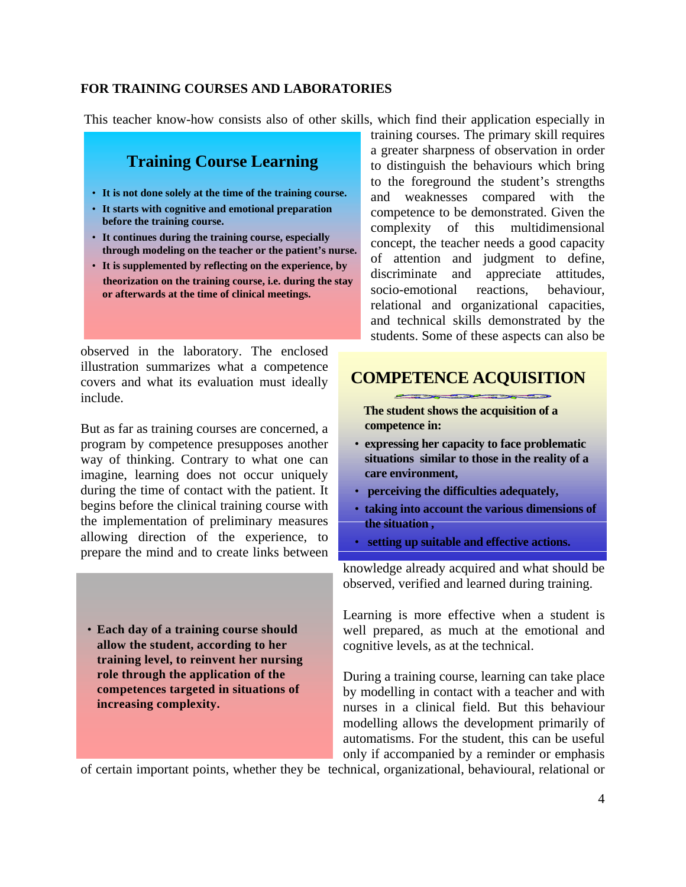**FOR TRAINING COURSES AND LABORATORIES**

This teacher know-how consists also of other skills, which find their application especially in training courses. The primary skill requires a greater sharpness of observation in order to distinguish the behaviours which bring to the foreground the student's strengths and weaknesses compared with the competence to be demonstrated. Given the complexity of this multidimensional concept, the teacher needs a good capacity of attention and judgment to define, discriminate and appreciate attitudes, socio-emotional reactions, behaviour, relational and organizational capacities, and technical skills demonstrated by the students. Some of these aspects can also be observed in the laboratory. The enclosed illustration summarizes what a competence covers and what its evaluation must ideally include.

> ## Training Course Learning
>
> - **It is not done solely at the time of the training course.**
> - **It starts with cognitive and emotional preparation before the training course.**
> - **It continues during the training course, especially through modeling on the teacher or the patient's nurse.**
> - **It is supplemented by reflecting on the experience, by theorization on the training course, i.e. during the stay or afterwards at the time of clinical meetings.**

> ## COMPETENCE ACQUISITION
>
> **The student shows the acquisition of a competence in:**
>
> - **expressing her capacity to face problematic situations similar to those in the reality of a care environment,**
> - **perceiving the difficulties adequately,**
> - **taking into account the various dimensions of the situation ,**
> - **setting up suitable and effective actions.**

But as far as training courses are concerned, a program by competence presupposes another way of thinking. Contrary to what one can imagine, learning does not occur uniquely during the time of contact with the patient. It begins before the clinical training course with the implementation of preliminary measures allowing direction of the experience, to prepare the mind and to create links between knowledge already acquired and what should be observed, verified and learned during training.

> - **Each day of a training course should allow the student, according to her training level, to reinvent her nursing role through the application of the competences targeted in situations of increasing complexity.**

Learning is more effective when a student is well prepared, as much at the emotional and cognitive levels, as at the technical.

During a training course, learning can take place by modelling in contact with a teacher and with nurses in a clinical field. But this behaviour modelling allows the development primarily of automatisms. For the student, this can be useful only if accompanied by a reminder or emphasis of certain important points, whether they be technical, organizational, behavioural, relational or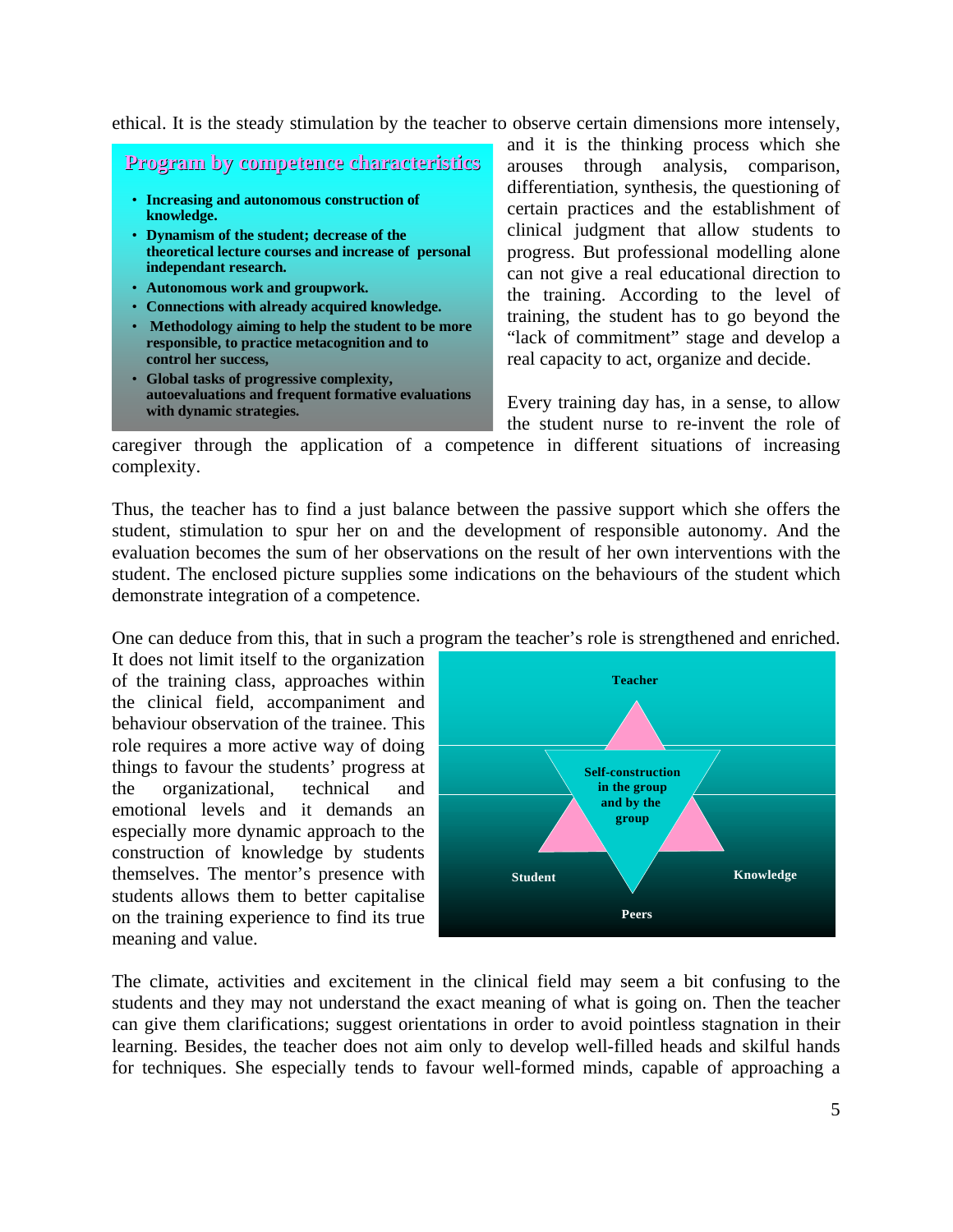ethical. It is the steady stimulation by the teacher to observe certain dimensions more intensely, and it is the thinking process which she arouses through analysis, comparison, differentiation, synthesis, the questioning of certain practices and the establishment of clinical judgment that allow students to progress. But professional modelling alone can not give a real educational direction to the training. According to the level of training, the student has to go beyond the "lack of commitment" stage and develop a real capacity to act, organize and decide.

**Program by competence characteristics**

- **Increasing and autonomous construction of knowledge.**
- **Dynamism of the student; decrease of the theoretical lecture courses and increase of personal independant research.**
- **Autonomous work and groupwork.**
- **Connections with already acquired knowledge.**
- **Methodology aiming to help the student to be more responsible, to practice metacognition and to control her success,**
- **Global tasks of progressive complexity, autoevaluations and frequent formative evaluations with dynamic strategies.**

Every training day has, in a sense, to allow the student nurse to re-invent the role of caregiver through the application of a competence in different situations of increasing complexity.

Thus, the teacher has to find a just balance between the passive support which she offers the student, stimulation to spur her on and the development of responsible autonomy. And the evaluation becomes the sum of her observations on the result of her own interventions with the student. The enclosed picture supplies some indications on the behaviours of the student which demonstrate integration of a competence.

One can deduce from this, that in such a program the teacher's role is strengthened and enriched. It does not limit itself to the organization of the training class, approaches within the clinical field, accompaniment and behaviour observation of the trainee. This role requires a more active way of doing things to favour the students' progress at the organizational, technical and emotional levels and it demands an especially more dynamic approach to the construction of knowledge by students themselves. The mentor's presence with students allows them to better capitalise on the training experience to find its true meaning and value.

**Teacher**

**Self-construction in the group and by the group**

**Student** | **Knowledge** | **Peers**

The climate, activities and excitement in the clinical field may seem a bit confusing to the students and they may not understand the exact meaning of what is going on. Then the teacher can give them clarifications; suggest orientations in order to avoid pointless stagnation in their learning. Besides, the teacher does not aim only to develop well-filled heads and skilful hands for techniques. She especially tends to favour well-formed minds, capable of approaching a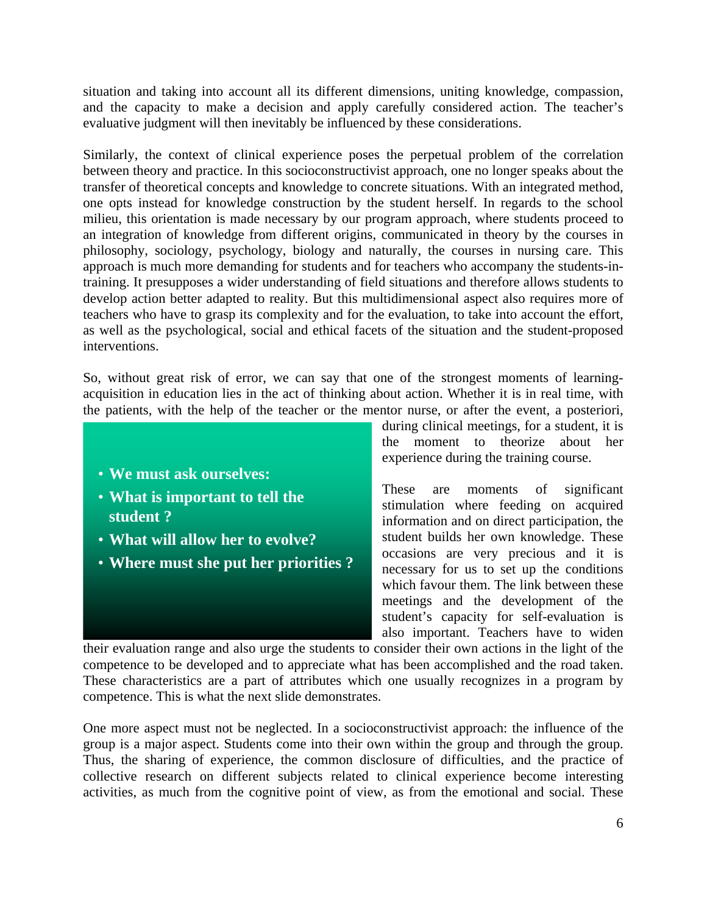situation and taking into account all its different dimensions, uniting knowledge, compassion, and the capacity to make a decision and apply carefully considered action. The teacher's evaluative judgment will then inevitably be influenced by these considerations.

Similarly, the context of clinical experience poses the perpetual problem of the correlation between theory and practice. In this socioconstructivist approach, one no longer speaks about the transfer of theoretical concepts and knowledge to concrete situations. With an integrated method, one opts instead for knowledge construction by the student herself. In regards to the school milieu, this orientation is made necessary by our program approach, where students proceed to an integration of knowledge from different origins, communicated in theory by the courses in philosophy, sociology, psychology, biology and naturally, the courses in nursing care. This approach is much more demanding for students and for teachers who accompany the students-in-training. It presupposes a wider understanding of field situations and therefore allows students to develop action better adapted to reality. But this multidimensional aspect also requires more of teachers who have to grasp its complexity and for the evaluation, to take into account the effort, as well as the psychological, social and ethical facets of the situation and the student-proposed interventions.

So, without great risk of error, we can say that one of the strongest moments of learning-acquisition in education lies in the act of thinking about action. Whether it is in real time, with the patients, with the help of the teacher or the mentor nurse, or after the event, a posteriori, during clinical meetings, for a student, it is the moment to theorize about her experience during the training course.

- **We must ask ourselves:**
- **What is important to tell the student ?**
- **What will allow her to evolve?**
- **Where must she put her priorities ?**

These are moments of significant stimulation where feeding on acquired information and on direct participation, the student builds her own knowledge. These occasions are very precious and it is necessary for us to set up the conditions which favour them. The link between these meetings and the development of the student's capacity for self-evaluation is also important. Teachers have to widen their evaluation range and also urge the students to consider their own actions in the light of the competence to be developed and to appreciate what has been accomplished and the road taken. These characteristics are a part of attributes which one usually recognizes in a program by competence. This is what the next slide demonstrates.

One more aspect must not be neglected. In a socioconstructivist approach: the influence of the group is a major aspect. Students come into their own within the group and through the group. Thus, the sharing of experience, the common disclosure of difficulties, and the practice of collective research on different subjects related to clinical experience become interesting activities, as much from the cognitive point of view, as from the emotional and social. These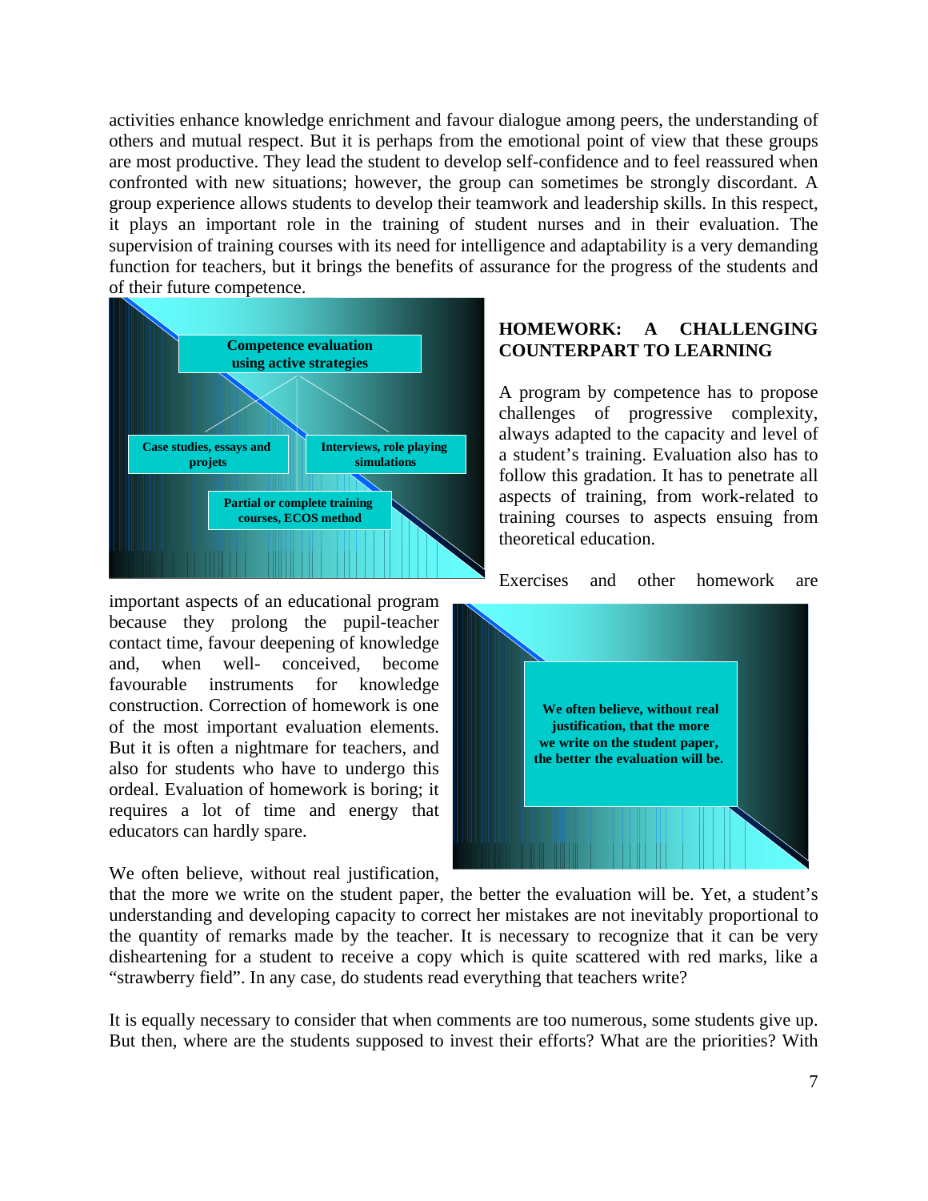activities enhance knowledge enrichment and favour dialogue among peers, the understanding of others and mutual respect. But it is perhaps from the emotional point of view that these groups are most productive. They lead the student to develop self-confidence and to feel reassured when confronted with new situations; however, the group can sometimes be strongly discordant. A group experience allows students to develop their teamwork and leadership skills. In this respect, it plays an important role in the training of student nurses and in their evaluation. The supervision of training courses with its need for intelligence and adaptability is a very demanding function for teachers, but it brings the benefits of assurance for the progress of the students and of their future competence.

**Competence evaluation using active strategies**

- **Case studies, essays and projets**
- **Interviews, role playing simulations**
- **Partial or complete training courses, ECOS method**

## HOMEWORK: A CHALLENGING COUNTERPART TO LEARNING

A program by competence has to propose challenges of progressive complexity, always adapted to the capacity and level of a student's training. Evaluation also has to follow this gradation. It has to penetrate all aspects of training, from work-related to training courses to aspects ensuing from theoretical education.

Exercises and other homework are important aspects of an educational program because they prolong the pupil-teacher contact time, favour deepening of knowledge and, when well- conceived, become favourable instruments for knowledge construction. Correction of homework is one of the most important evaluation elements. But it is often a nightmare for teachers, and also for students who have to undergo this ordeal. Evaluation of homework is boring; it requires a lot of time and energy that educators can hardly spare.

**We often believe, without real justification, that the more we write on the student paper, the better the evaluation will be.**

We often believe, without real justification, that the more we write on the student paper, the better the evaluation will be. Yet, a student's understanding and developing capacity to correct her mistakes are not inevitably proportional to the quantity of remarks made by the teacher. It is necessary to recognize that it can be very disheartening for a student to receive a copy which is quite scattered with red marks, like a "strawberry field". In any case, do students read everything that teachers write?

It is equally necessary to consider that when comments are too numerous, some students give up. But then, where are the students supposed to invest their efforts? What are the priorities? With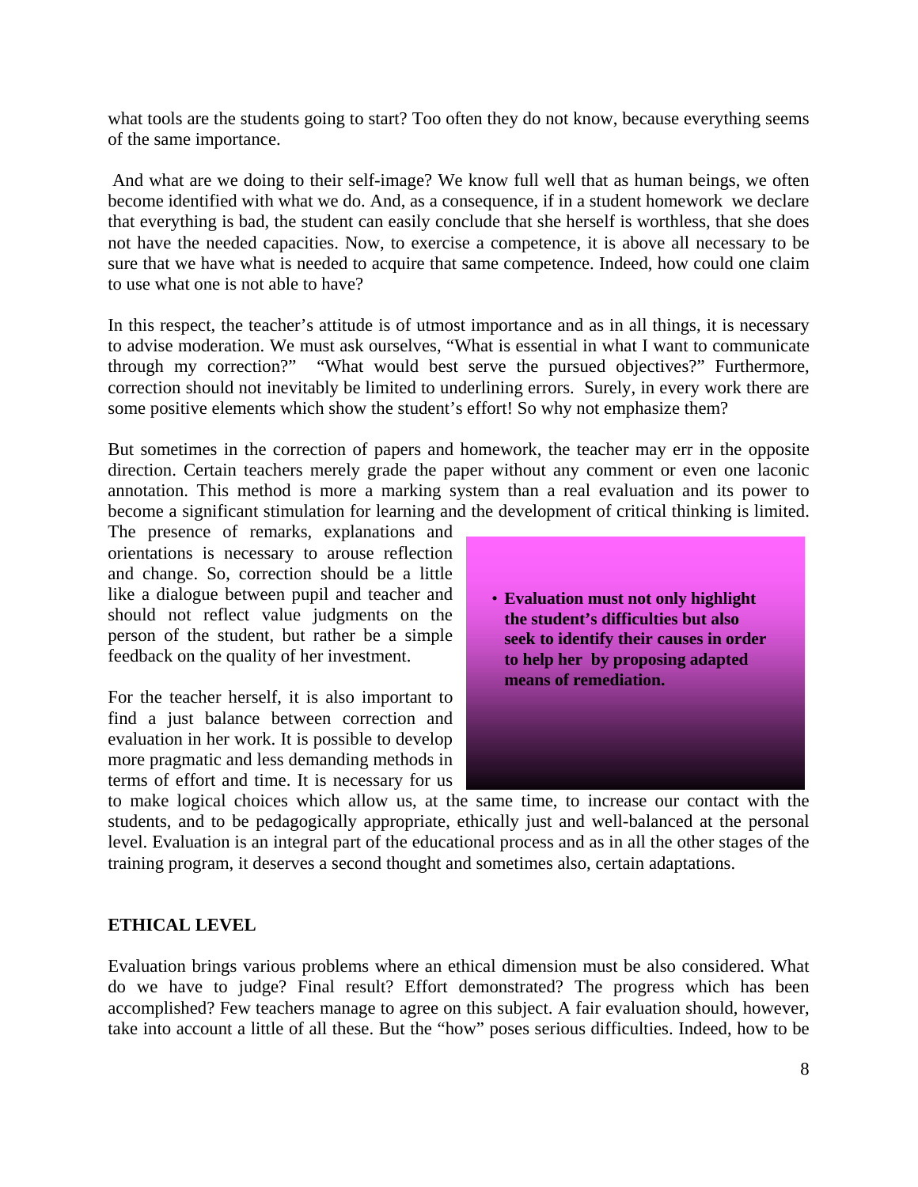what tools are the students going to start? Too often they do not know, because everything seems of the same importance.

And what are we doing to their self-image? We know full well that as human beings, we often become identified with what we do. And, as a consequence, if in a student homework we declare that everything is bad, the student can easily conclude that she herself is worthless, that she does not have the needed capacities. Now, to exercise a competence, it is above all necessary to be sure that we have what is needed to acquire that same competence. Indeed, how could one claim to use what one is not able to have?

In this respect, the teacher's attitude is of utmost importance and as in all things, it is necessary to advise moderation. We must ask ourselves, "What is essential in what I want to communicate through my correction?" "What would best serve the pursued objectives?" Furthermore, correction should not inevitably be limited to underlining errors. Surely, in every work there are some positive elements which show the student's effort! So why not emphasize them?

But sometimes in the correction of papers and homework, the teacher may err in the opposite direction. Certain teachers merely grade the paper without any comment or even one laconic annotation. This method is more a marking system than a real evaluation and its power to become a significant stimulation for learning and the development of critical thinking is limited. The presence of remarks, explanations and orientations is necessary to arouse reflection and change. So, correction should be a little like a dialogue between pupil and teacher and should not reflect value judgments on the person of the student, but rather be a simple feedback on the quality of her investment.

- **Evaluation must not only highlight the student's difficulties but also seek to identify their causes in order to help her by proposing adapted means of remediation.**

For the teacher herself, it is also important to find a just balance between correction and evaluation in her work. It is possible to develop more pragmatic and less demanding methods in terms of effort and time. It is necessary for us to make logical choices which allow us, at the same time, to increase our contact with the students, and to be pedagogically appropriate, ethically just and well-balanced at the personal level. Evaluation is an integral part of the educational process and as in all the other stages of the training program, it deserves a second thought and sometimes also, certain adaptations.

**ETHICAL LEVEL**

Evaluation brings various problems where an ethical dimension must be also considered. What do we have to judge? Final result? Effort demonstrated? The progress which has been accomplished? Few teachers manage to agree on this subject. A fair evaluation should, however, take into account a little of all these. But the "how" poses serious difficulties. Indeed, how to be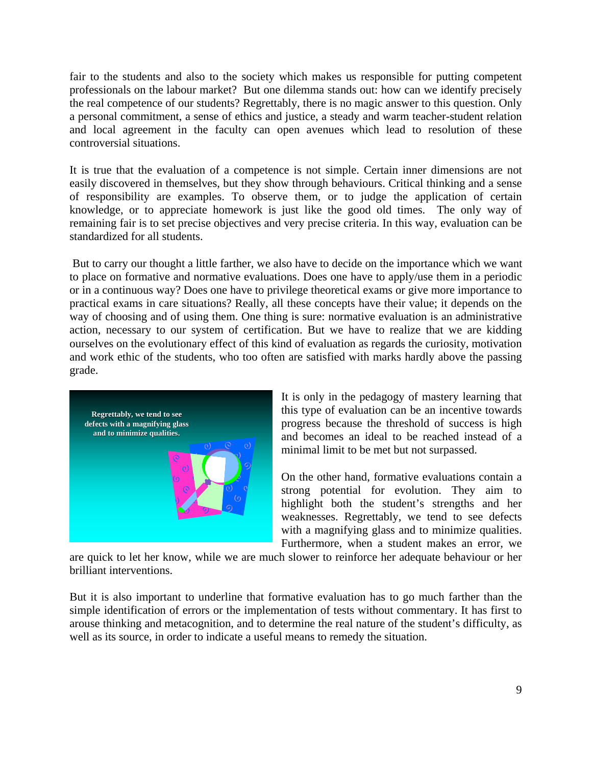fair to the students and also to the society which makes us responsible for putting competent professionals on the labour market? But one dilemma stands out: how can we identify precisely the real competence of our students? Regrettably, there is no magic answer to this question. Only a personal commitment, a sense of ethics and justice, a steady and warm teacher-student relation and local agreement in the faculty can open avenues which lead to resolution of these controversial situations.

It is true that the evaluation of a competence is not simple. Certain inner dimensions are not easily discovered in themselves, but they show through behaviours. Critical thinking and a sense of responsibility are examples. To observe them, or to judge the application of certain knowledge, or to appreciate homework is just like the good old times. The only way of remaining fair is to set precise objectives and very precise criteria. In this way, evaluation can be standardized for all students.

But to carry our thought a little farther, we also have to decide on the importance which we want to place on formative and normative evaluations. Does one have to apply/use them in a periodic or in a continuous way? Does one have to privilege theoretical exams or give more importance to practical exams in care situations? Really, all these concepts have their value; it depends on the way of choosing and of using them. One thing is sure: normative evaluation is an administrative action, necessary to our system of certification. But we have to realize that we are kidding ourselves on the evolutionary effect of this kind of evaluation as regards the curiosity, motivation and work ethic of the students, who too often are satisfied with marks hardly above the passing grade.

Regrettably, we tend to see defects with a magnifying glass and to minimize qualities.

It is only in the pedagogy of mastery learning that this type of evaluation can be an incentive towards progress because the threshold of success is high and becomes an ideal to be reached instead of a minimal limit to be met but not surpassed.

On the other hand, formative evaluations contain a strong potential for evolution. They aim to highlight both the student's strengths and her weaknesses. Regrettably, we tend to see defects with a magnifying glass and to minimize qualities. Furthermore, when a student makes an error, we are quick to let her know, while we are much slower to reinforce her adequate behaviour or her brilliant interventions.

But it is also important to underline that formative evaluation has to go much farther than the simple identification of errors or the implementation of tests without commentary. It has first to arouse thinking and metacognition, and to determine the real nature of the student's difficulty, as well as its source, in order to indicate a useful means to remedy the situation.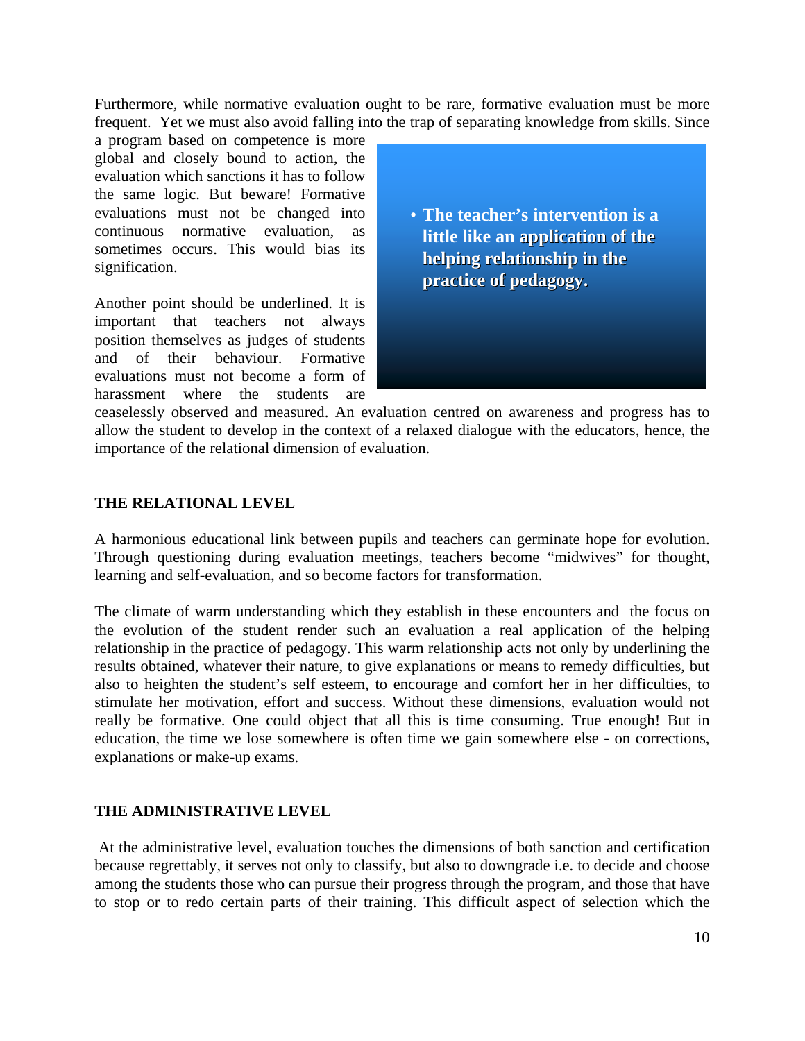Furthermore, while normative evaluation ought to be rare, formative evaluation must be more frequent. Yet we must also avoid falling into the trap of separating knowledge from skills. Since a program based on competence is more global and closely bound to action, the evaluation which sanctions it has to follow the same logic. But beware! Formative evaluations must not be changed into continuous normative evaluation, as sometimes occurs. This would bias its signification.

- **The teacher's intervention is a little like an application of the helping relationship in the practice of pedagogy.**

Another point should be underlined. It is important that teachers not always position themselves as judges of students and of their behaviour. Formative evaluations must not become a form of harassment where the students are ceaselessly observed and measured. An evaluation centred on awareness and progress has to allow the student to develop in the context of a relaxed dialogue with the educators, hence, the importance of the relational dimension of evaluation.

## THE RELATIONAL LEVEL

A harmonious educational link between pupils and teachers can germinate hope for evolution. Through questioning during evaluation meetings, teachers become "midwives" for thought, learning and self-evaluation, and so become factors for transformation.

The climate of warm understanding which they establish in these encounters and the focus on the evolution of the student render such an evaluation a real application of the helping relationship in the practice of pedagogy. This warm relationship acts not only by underlining the results obtained, whatever their nature, to give explanations or means to remedy difficulties, but also to heighten the student's self esteem, to encourage and comfort her in her difficulties, to stimulate her motivation, effort and success. Without these dimensions, evaluation would not really be formative. One could object that all this is time consuming. True enough! But in education, the time we lose somewhere is often time we gain somewhere else - on corrections, explanations or make-up exams.

## THE ADMINISTRATIVE LEVEL

At the administrative level, evaluation touches the dimensions of both sanction and certification because regrettably, it serves not only to classify, but also to downgrade i.e. to decide and choose among the students those who can pursue their progress through the program, and those that have to stop or to redo certain parts of their training. This difficult aspect of selection which the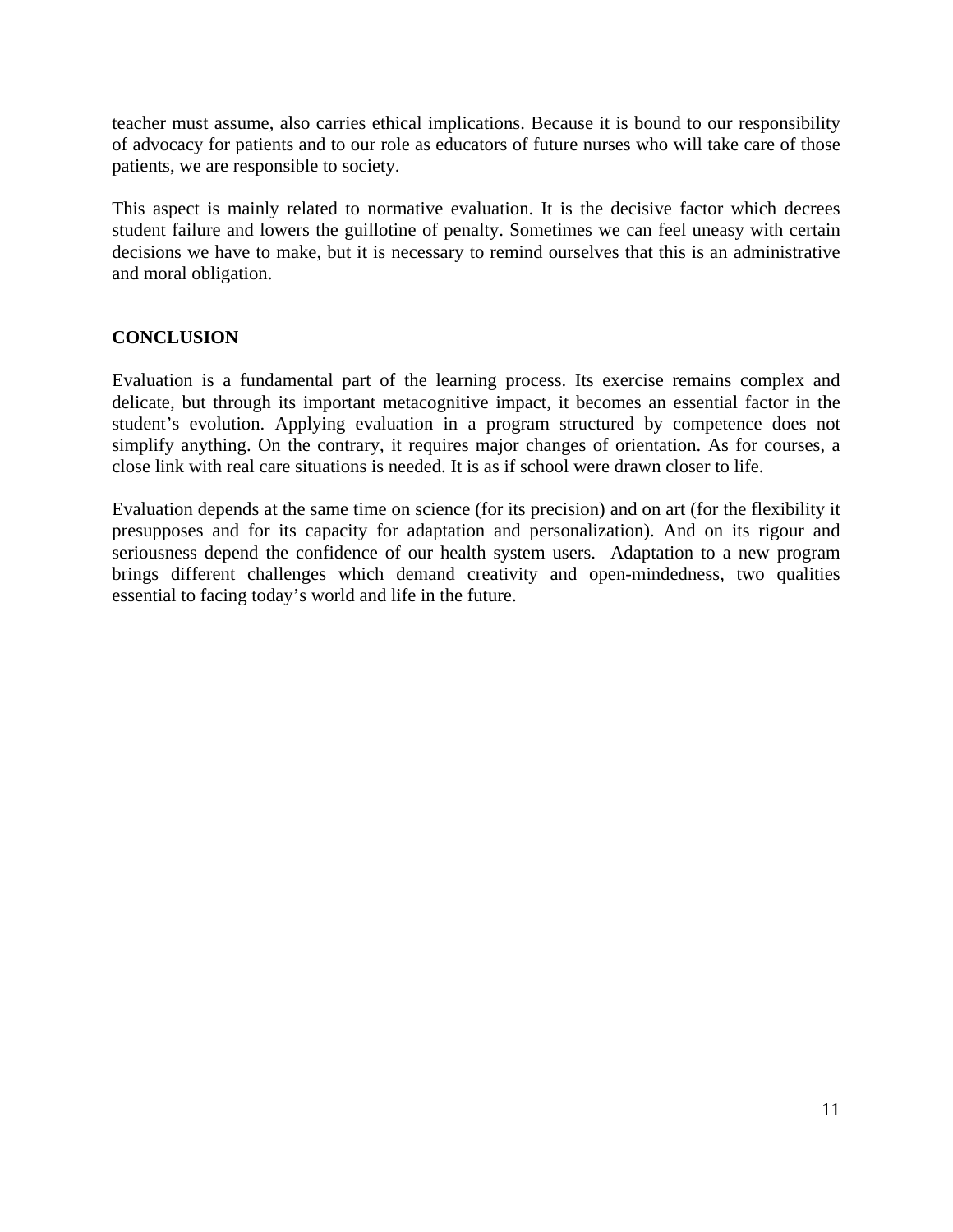teacher must assume, also carries ethical implications. Because it is bound to our responsibility of advocacy for patients and to our role as educators of future nurses who will take care of those patients, we are responsible to society.

This aspect is mainly related to normative evaluation. It is the decisive factor which decrees student failure and lowers the guillotine of penalty. Sometimes we can feel uneasy with certain decisions we have to make, but it is necessary to remind ourselves that this is an administrative and moral obligation.

## CONCLUSION

Evaluation is a fundamental part of the learning process. Its exercise remains complex and delicate, but through its important metacognitive impact, it becomes an essential factor in the student's evolution. Applying evaluation in a program structured by competence does not simplify anything. On the contrary, it requires major changes of orientation. As for courses, a close link with real care situations is needed. It is as if school were drawn closer to life.

Evaluation depends at the same time on science (for its precision) and on art (for the flexibility it presupposes and for its capacity for adaptation and personalization). And on its rigour and seriousness depend the confidence of our health system users. Adaptation to a new program brings different challenges which demand creativity and open-mindedness, two qualities essential to facing today's world and life in the future.